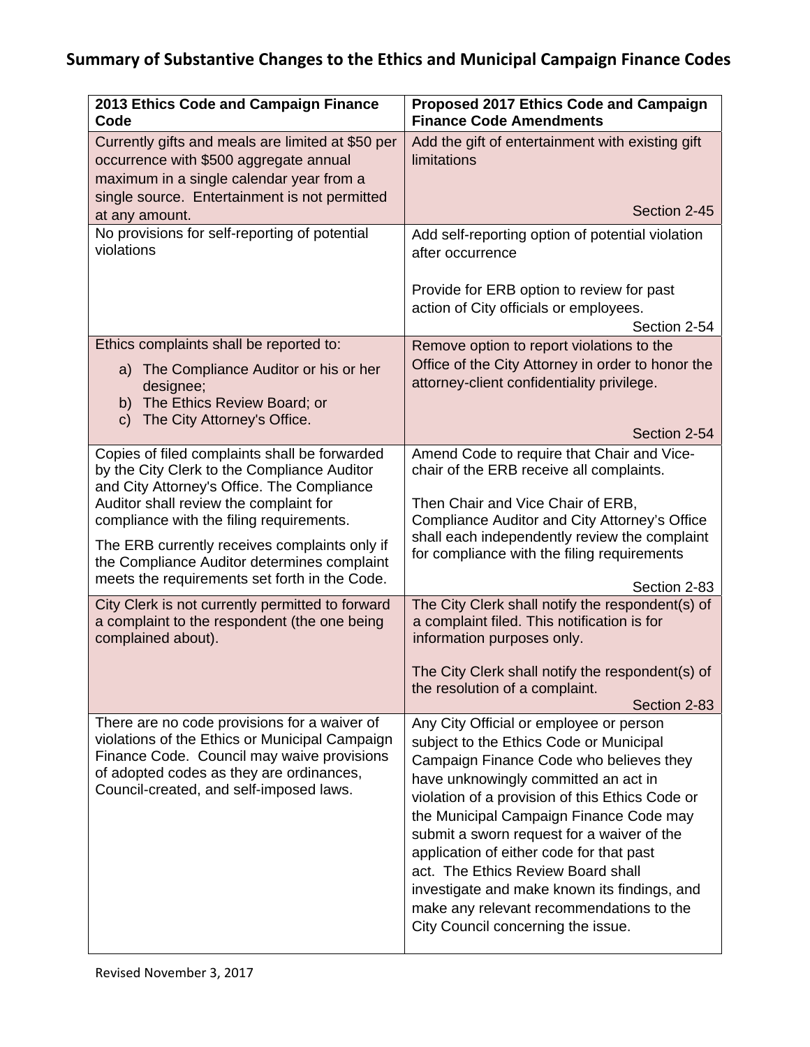# Summary of Substantive Changes to the Ethics and Municipal Campaign Finance Codes

| 2013 Ethics Code and Campaign Finance Code | Proposed 2017 Ethics Code and Campaign Finance Code Amendments |
|---|---|
| Currently gifts and meals are limited at $50 per occurrence with $500 aggregate annual maximum in a single calendar year from a single source. Entertainment is not permitted at any amount. | Add the gift of entertainment with existing gift limitations<br><br>Section 2-45 |
| No provisions for self-reporting of potential violations | Add self-reporting option of potential violation after occurrence<br><br>Provide for ERB option to review for past action of City officials or employees.<br>Section 2-54 |
| Ethics complaints shall be reported to:<br>a) The Compliance Auditor or his or her designee;<br>b) The Ethics Review Board; or<br>c) The City Attorney's Office. | Remove option to report violations to the Office of the City Attorney in order to honor the attorney-client confidentiality privilege.<br><br>Section 2-54 |
| Copies of filed complaints shall be forwarded by the City Clerk to the Compliance Auditor and City Attorney's Office. The Compliance Auditor shall review the complaint for compliance with the filing requirements.<br><br>The ERB currently receives complaints only if the Compliance Auditor determines complaint meets the requirements set forth in the Code. | Amend Code to require that Chair and Vice-chair of the ERB receive all complaints.<br><br>Then Chair and Vice Chair of ERB, Compliance Auditor and City Attorney's Office shall each independently review the complaint for compliance with the filing requirements<br><br>Section 2-83 |
| City Clerk is not currently permitted to forward a complaint to the respondent (the one being complained about). | The City Clerk shall notify the respondent(s) of a complaint filed. This notification is for information purposes only.<br><br>The City Clerk shall notify the respondent(s) of the resolution of a complaint.<br>Section 2-83 |
| There are no code provisions for a waiver of violations of the Ethics or Municipal Campaign Finance Code. Council may waive provisions of adopted codes as they are ordinances, Council-created, and self-imposed laws. | Any City Official or employee or person subject to the Ethics Code or Municipal Campaign Finance Code who believes they have unknowingly committed an act in violation of a provision of this Ethics Code or the Municipal Campaign Finance Code may submit a sworn request for a waiver of the application of either code for that past act. The Ethics Review Board shall investigate and make known its findings, and make any relevant recommendations to the City Council concerning the issue. |

Revised November 3, 2017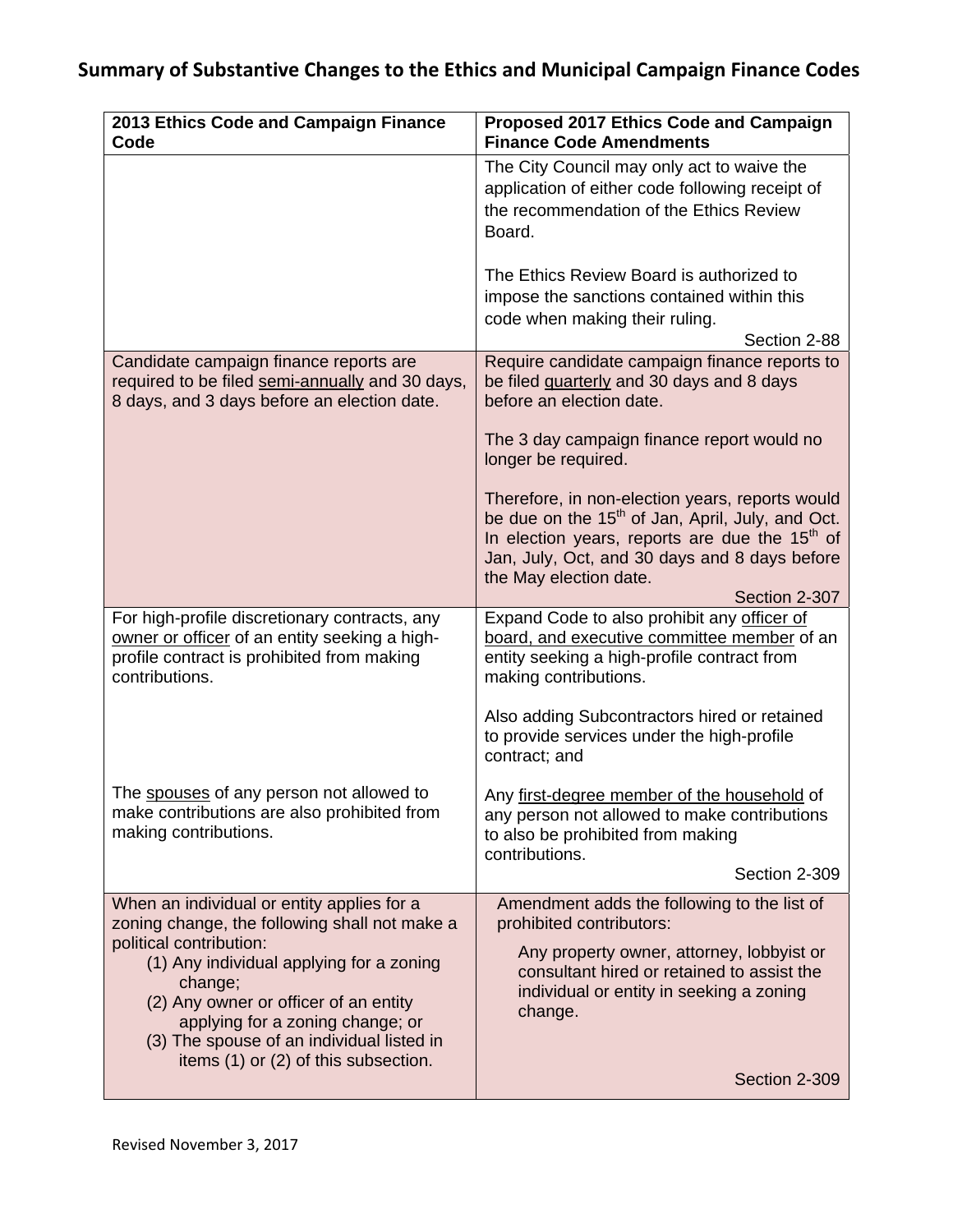# Summary of Substantive Changes to the Ethics and Municipal Campaign Finance Codes

| 2013 Ethics Code and Campaign Finance Code | Proposed 2017 Ethics Code and Campaign Finance Code Amendments |
|---|---|
| | The City Council may only act to waive the application of either code following receipt of the recommendation of the Ethics Review Board.<br><br>The Ethics Review Board is authorized to impose the sanctions contained within this code when making their ruling.<br><br>Section 2-88 |
| Candidate campaign finance reports are required to be filed <u>semi-annually</u> and 30 days, 8 days, and 3 days before an election date. | Require candidate campaign finance reports to be filed <u>quarterly</u> and 30 days and 8 days before an election date.<br><br>The 3 day campaign finance report would no longer be required.<br><br>Therefore, in non-election years, reports would be due on the 15th of Jan, April, July, and Oct. In election years, reports are due the 15th of Jan, July, Oct, and 30 days and 8 days before the May election date.<br><br>Section 2-307 |
| For high-profile discretionary contracts, any <u>owner or officer</u> of an entity seeking a high-profile contract is prohibited from making contributions.<br><br>The <u>spouses</u> of any person not allowed to make contributions are also prohibited from making contributions. | Expand Code to also prohibit any <u>officer of board, and executive committee member</u> of an entity seeking a high-profile contract from making contributions.<br><br>Also adding Subcontractors hired or retained to provide services under the high-profile contract; and<br><br>Any <u>first-degree member of the household</u> of any person not allowed to make contributions to also be prohibited from making contributions.<br><br>Section 2-309 |
| When an individual or entity applies for a zoning change, the following shall not make a political contribution:<br>(1) Any individual applying for a zoning change;<br>(2) Any owner or officer of an entity applying for a zoning change; or<br>(3) The spouse of an individual listed in items (1) or (2) of this subsection. | Amendment adds the following to the list of prohibited contributors:<br><br>Any property owner, attorney, lobbyist or consultant hired or retained to assist the individual or entity in seeking a zoning change.<br><br>Section 2-309 |

Revised November 3, 2017